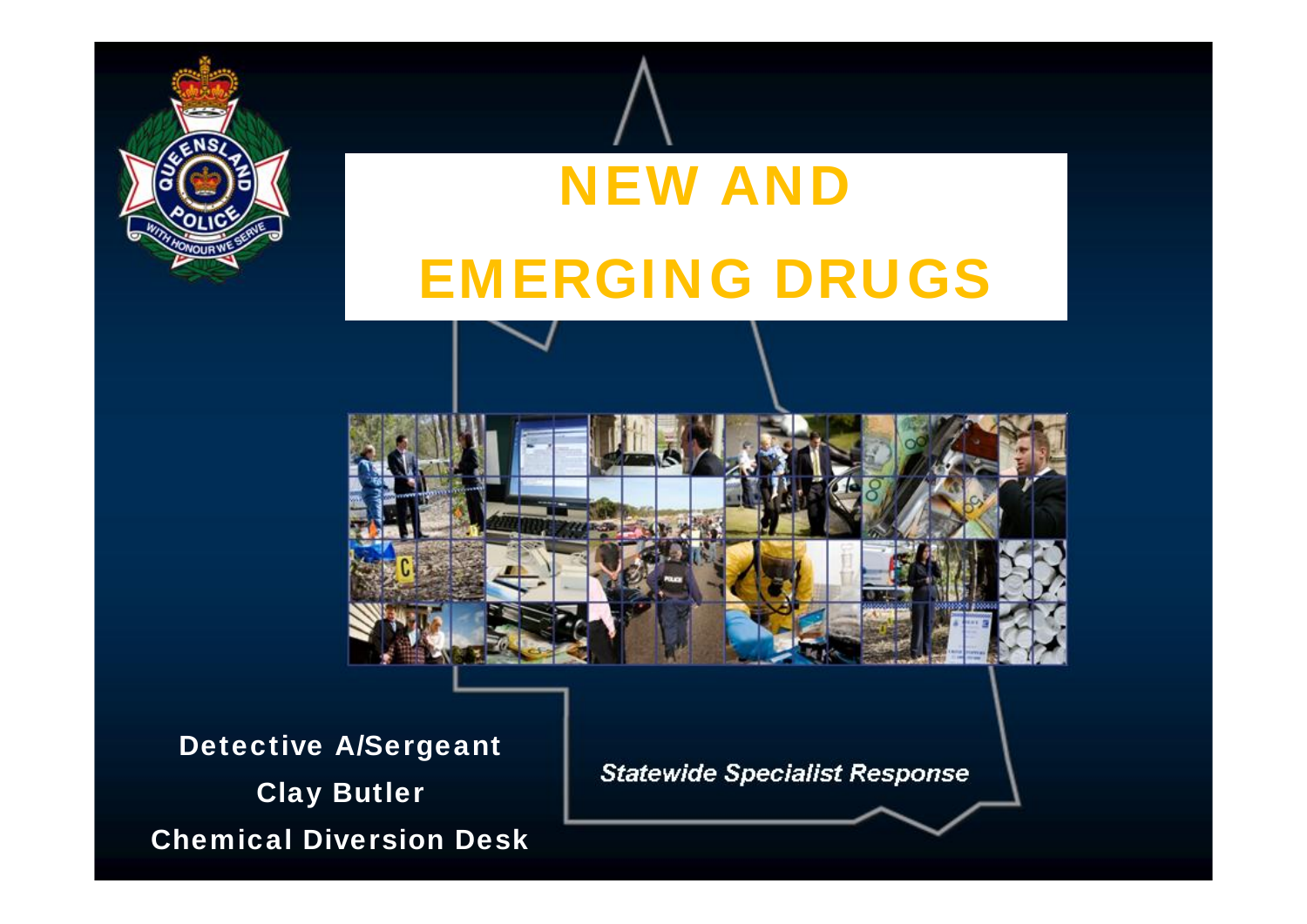# NEW AND EMERGING DRUGS

**Detective A/Sergeant**

**Clay Butler**

**Chemical Diversion Desk**

*Statewide Specialist Response*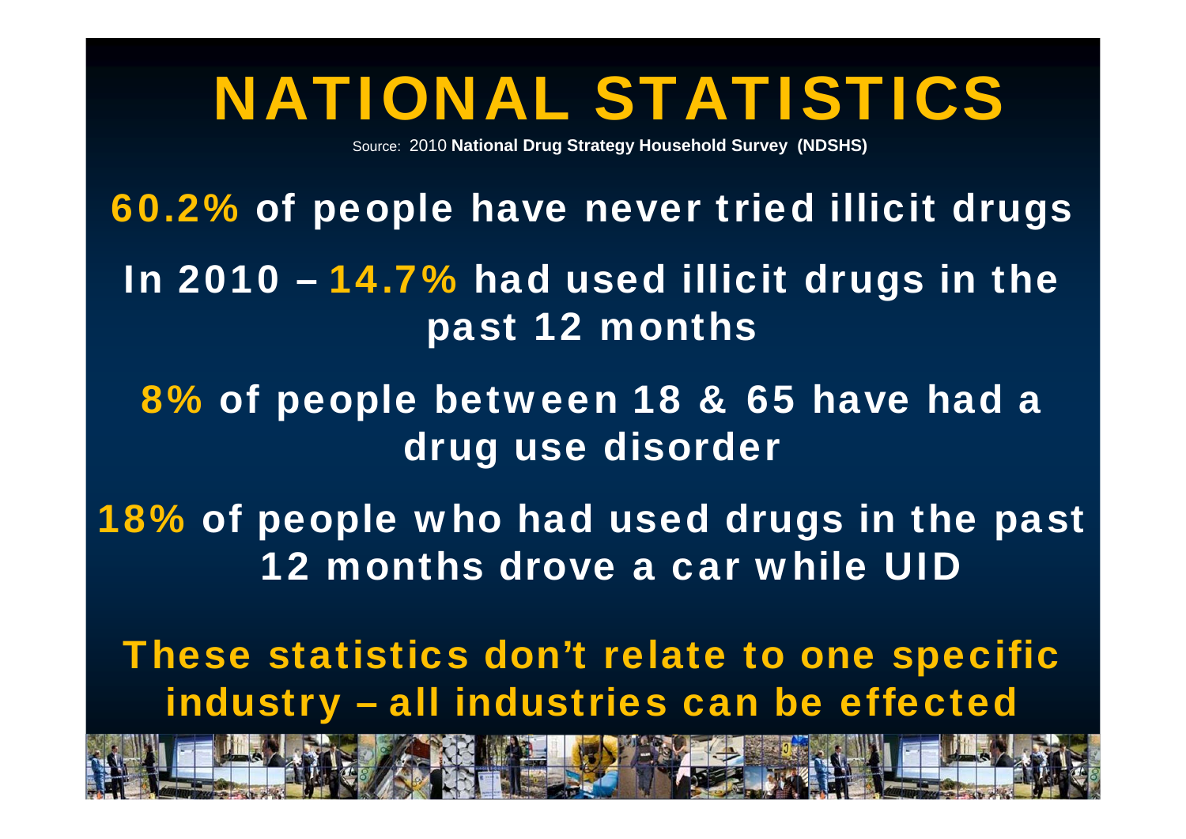# NATIONAL STATISTICS

Source: 2010 **National Drug Strategy Household Survey (NDSHS)**

**60.2% of people have never tried illicit drugs**

**In 2010 – 14.7% had used illicit drugs in the past 12 months**

**8% of people between 18 & 65 have had a drug use disorder**

**18% of people who had used drugs in the past 12 months drove a car while UID**

**These statistics don't relate to one specific industry – all industries can be effected**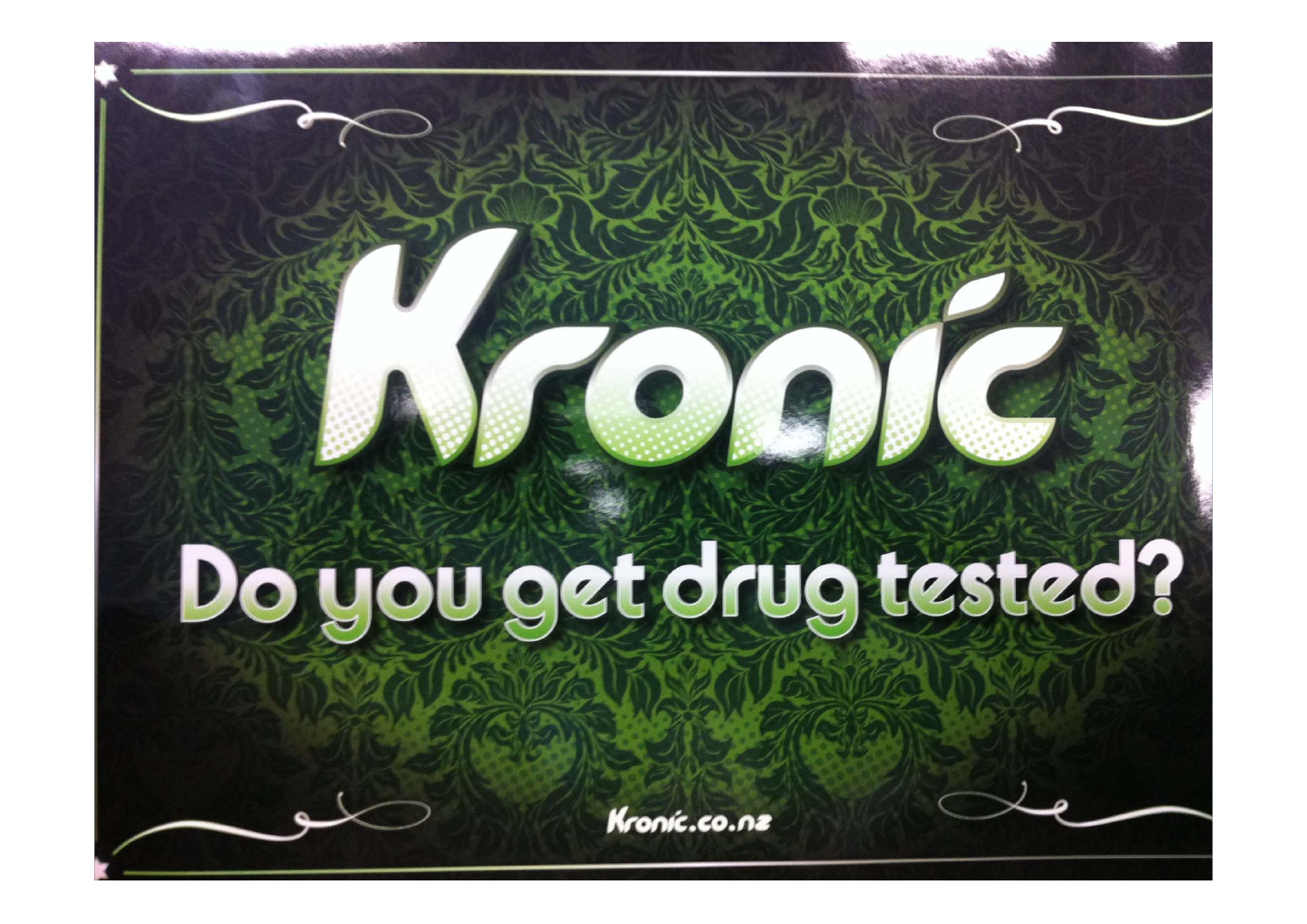# Kronic

## Do you get drug tested?

Kronic.co.nz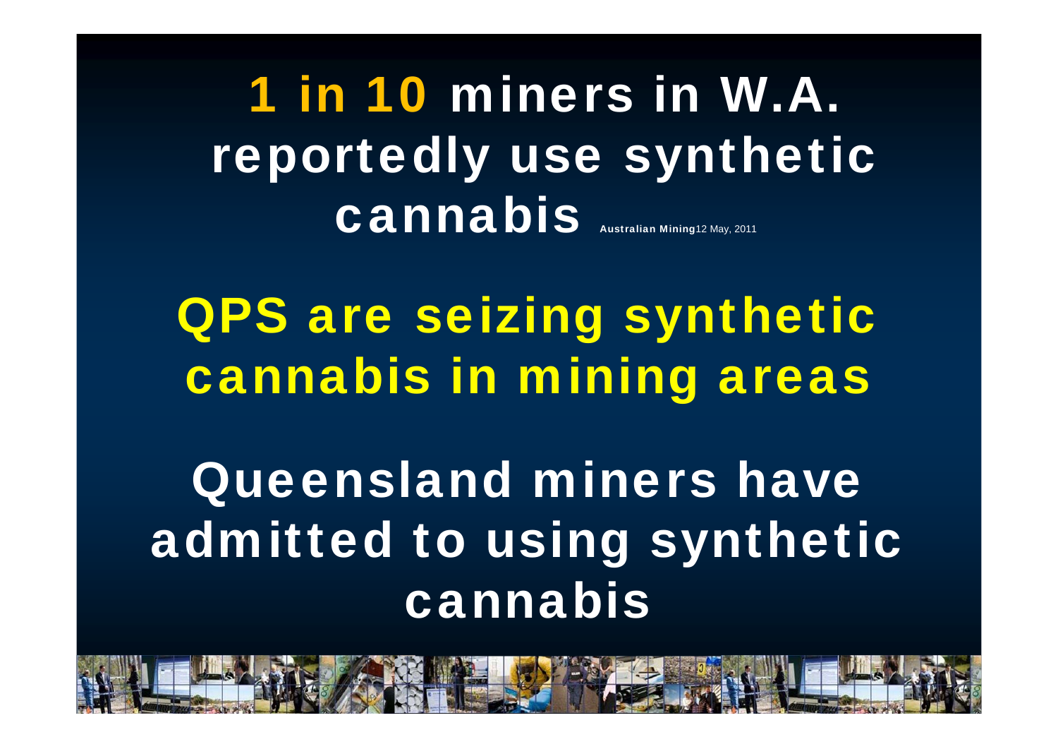**1 in 10** miners in W.A. reportedly use synthetic cannabis **Australian Mining** 12 May, 2011

**QPS are seizing synthetic cannabis in mining areas**

**Queensland miners have admitted to using synthetic cannabis**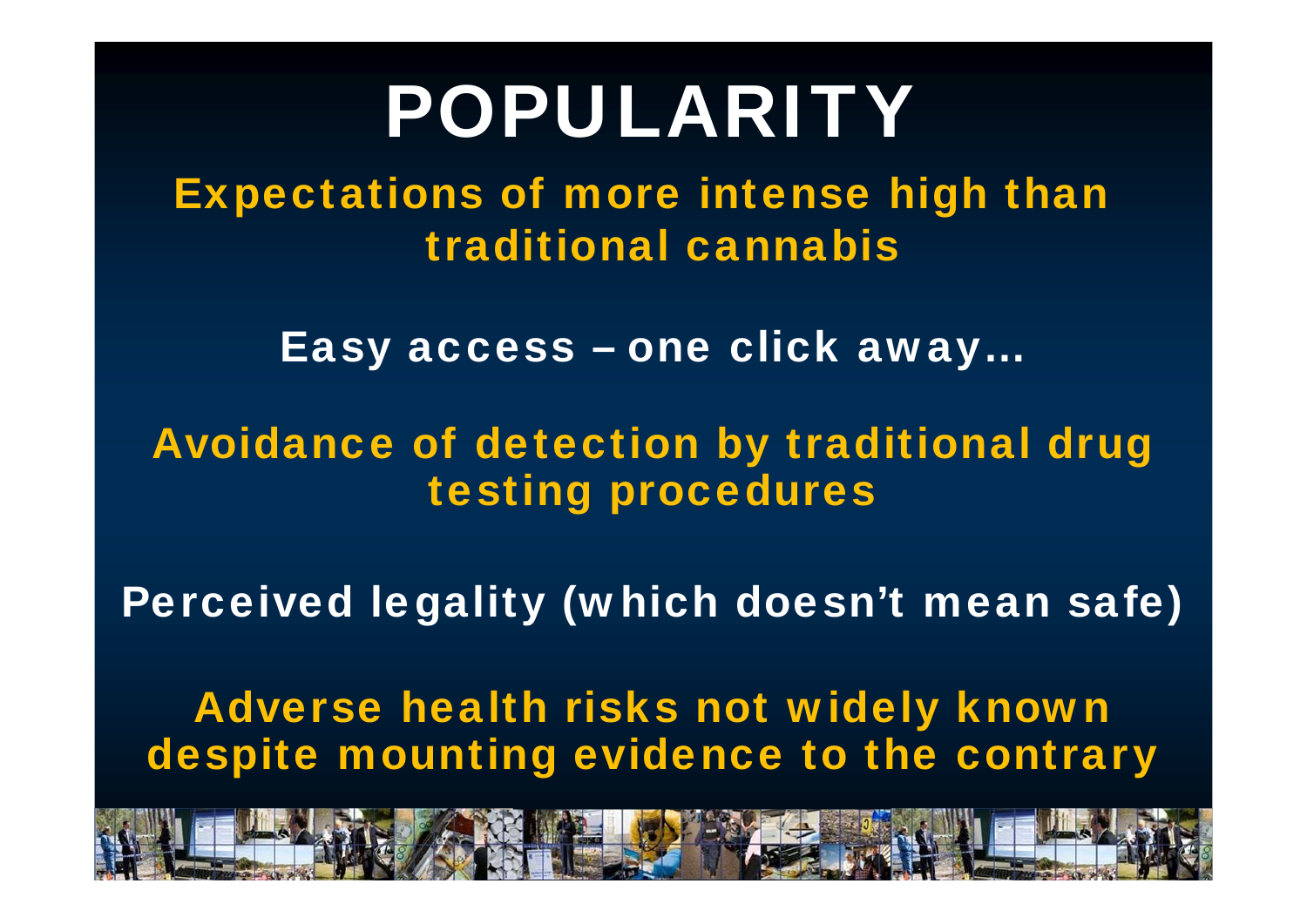# POPULARITY

Expectations of more intense high than traditional cannabis

Easy access – one click away…

Avoidance of detection by traditional drug testing procedures

Perceived legality (which doesn't mean safe)

Adverse health risks not widely known despite mounting evidence to the contrary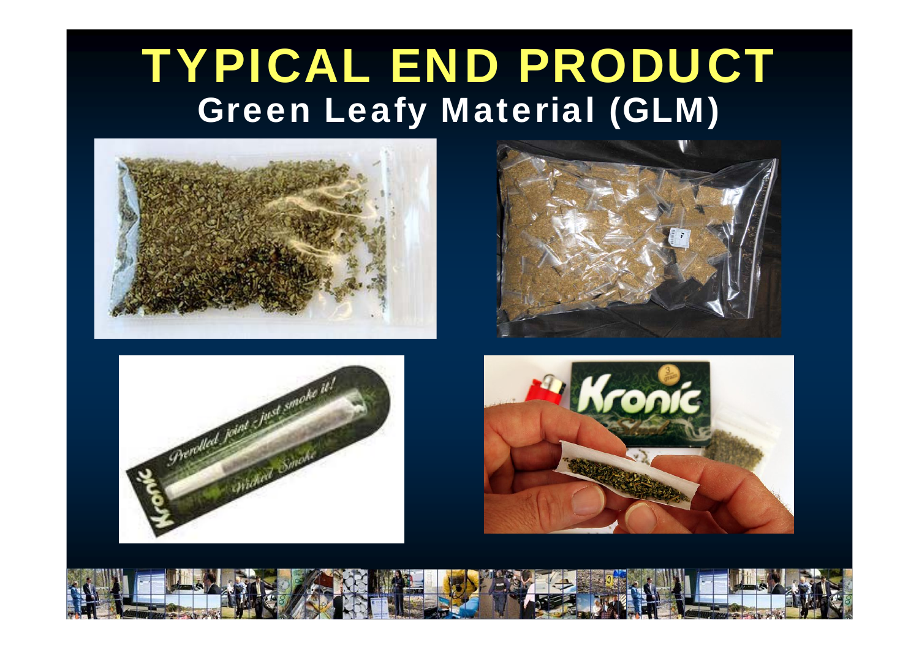# TYPICAL END PRODUCT

## Green Leafy Material (GLM)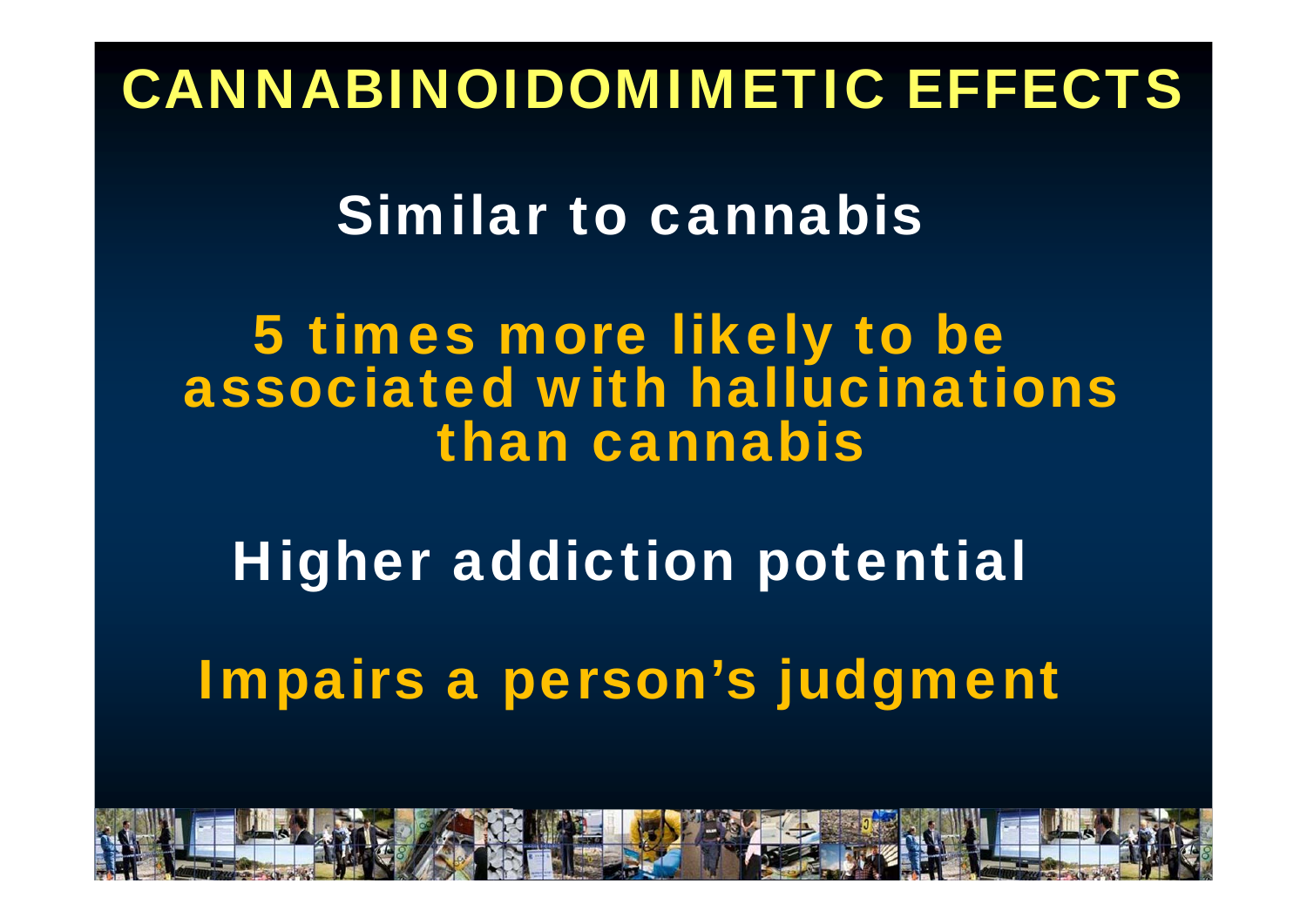# CANNABINOIDOMIMETIC EFFECTS

**Similar to cannabis**

**5 times more likely to be associated with hallucinations than cannabis**

**Higher addiction potential**

**Impairs a person's judgment**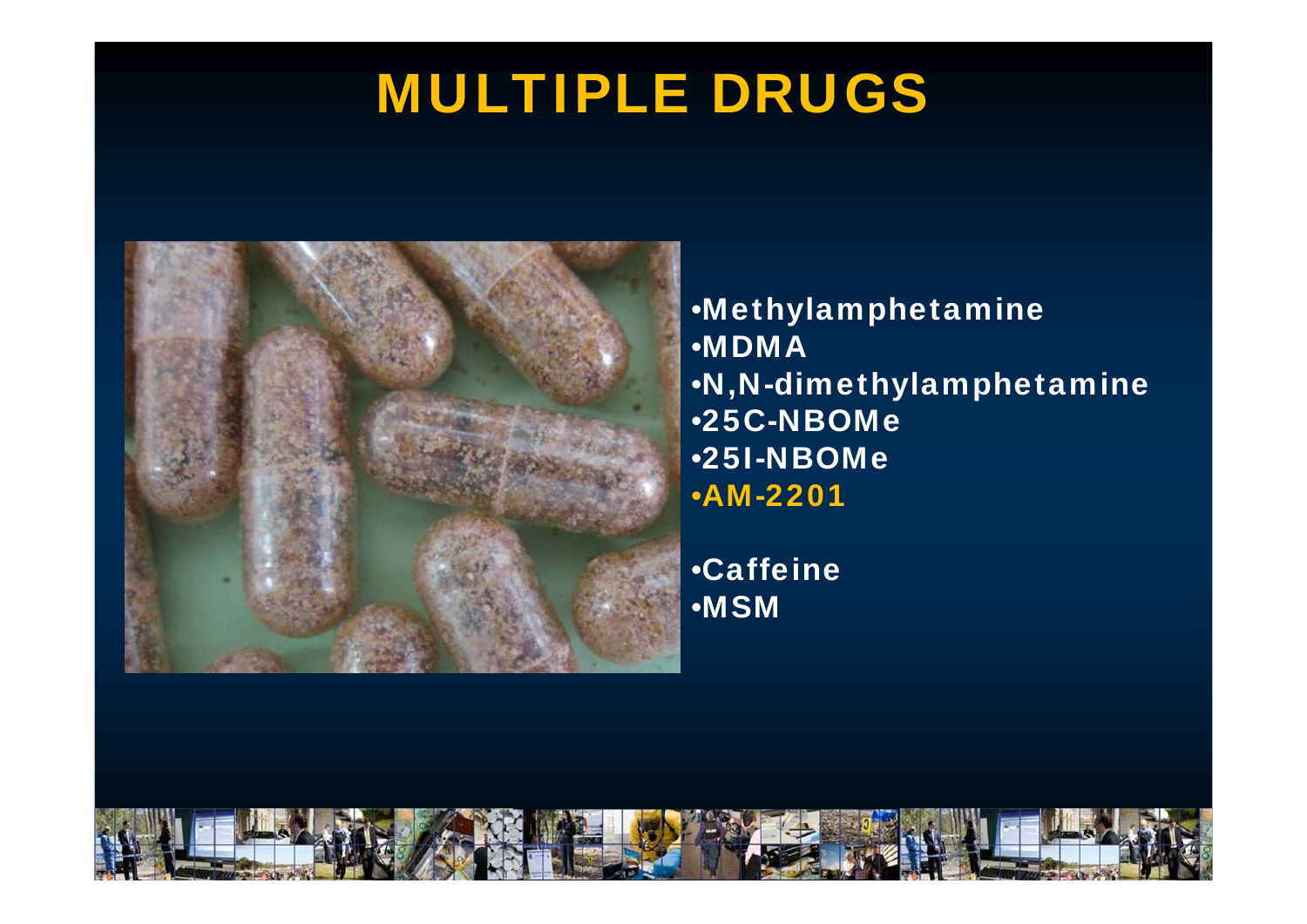# MULTIPLE DRUGS

- Methylamphetamine
- MDMA
- N,N-dimethylamphetamine
- 25C-NBOMe
- 25I-NBOMe
- AM-2201

- Caffeine
- MSM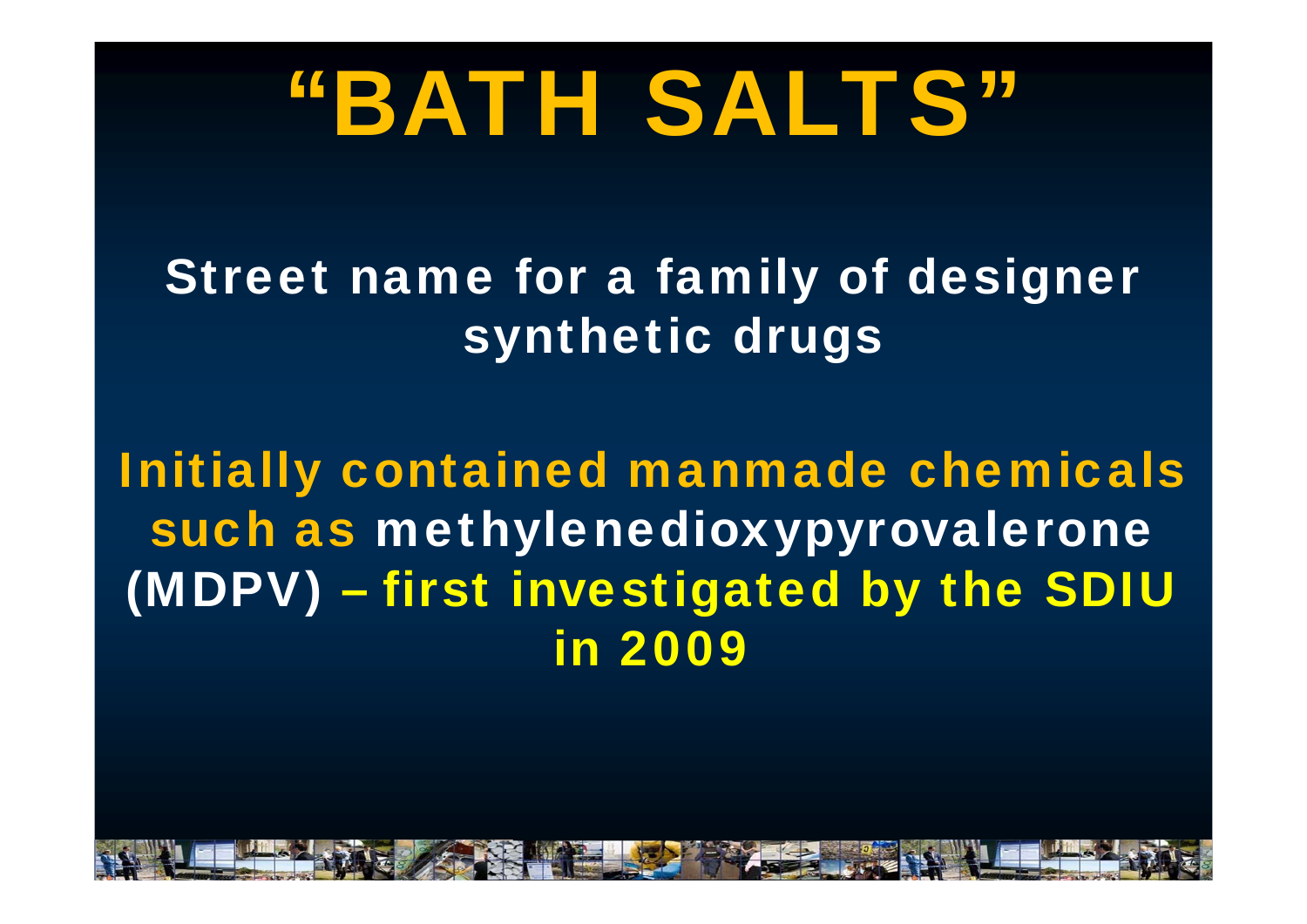# "BATH SALTS"

Street name for a family of designer synthetic drugs

Initially contained manmade chemicals such as methylenedioxypyrovalerone (MDPV) – first investigated by the SDIU in 2009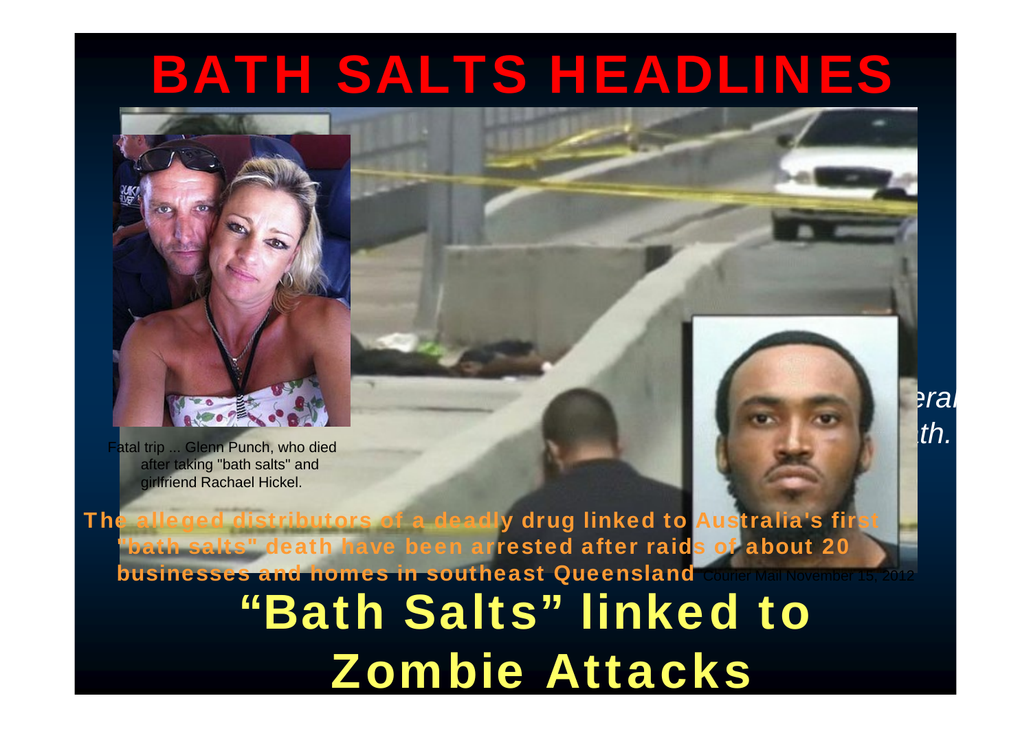# BATH SALTS HEADLINES

Fatal trip ... Glenn Punch, who died after taking "bath salts" and girlfriend Rachael Hickel.

**The alleged distributors of a deadly drug linked to Australia's first "bath salts" death have been arrested after raids of about 20 businesses and homes in southeast Queensland** Courier Mail November 15, 2012

# "Bath Salts" linked to Zombie Attacks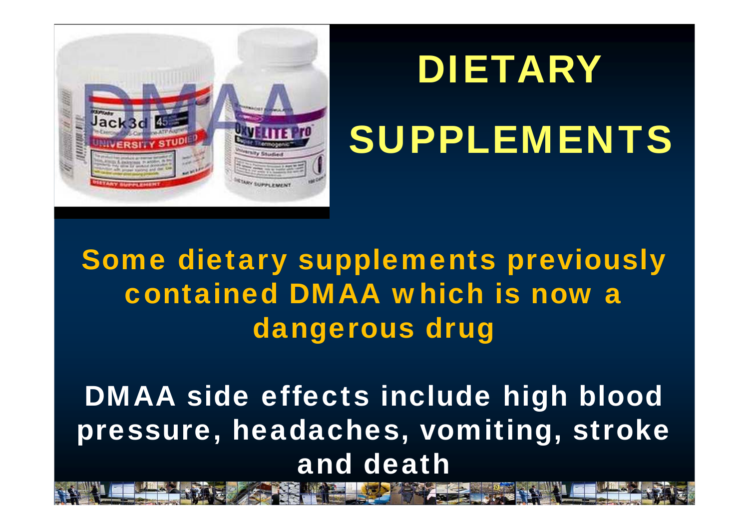# DIETARY SUPPLEMENTS

**Some dietary supplements previously contained DMAA which is now a dangerous drug**

**DMAA side effects include high blood pressure, headaches, vomiting, stroke and death**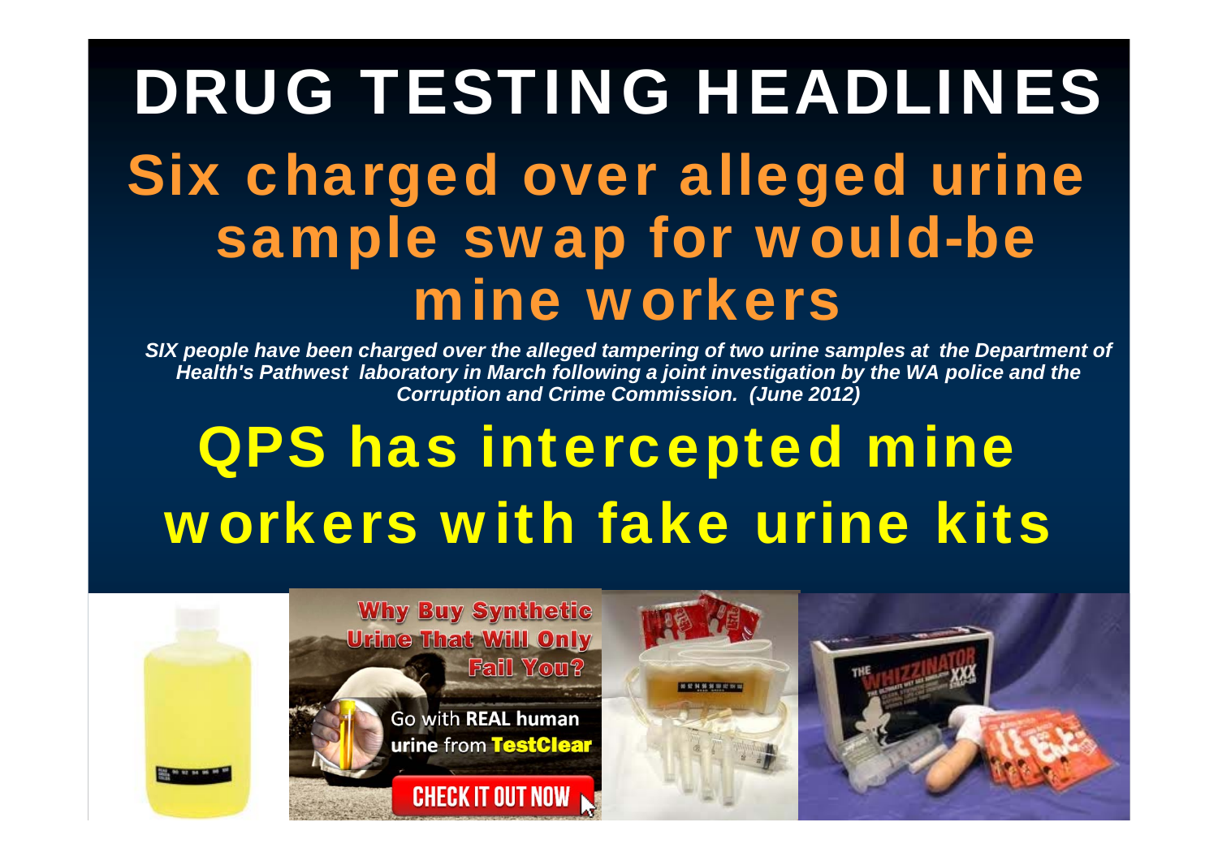# DRUG TESTING HEADLINES

## Six charged over alleged urine sample swap for would-be mine workers

***SIX people have been charged over the alleged tampering of two urine samples at the Department of Health's Pathwest laboratory in March following a joint investigation by the WA police and the Corruption and Crime Commission. (June 2012)***

## QPS has intercepted mine workers with fake urine kits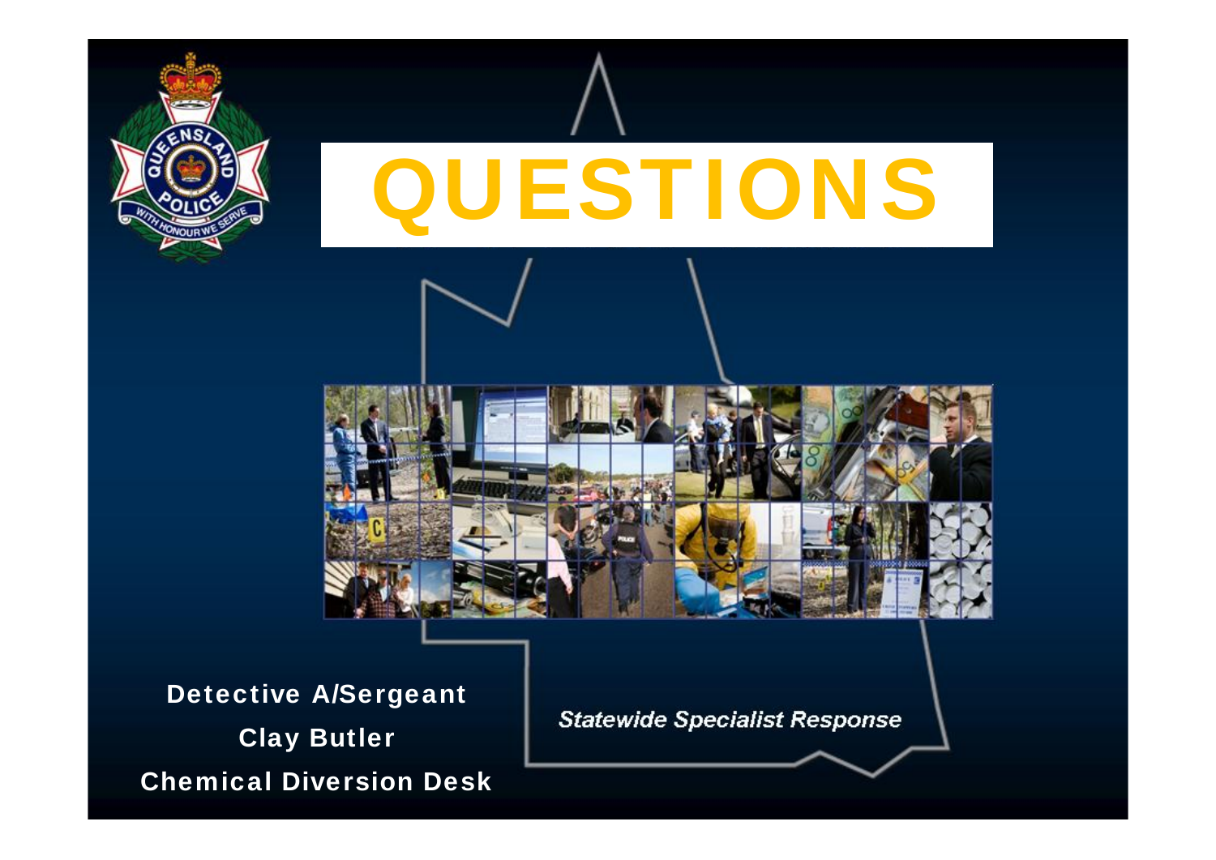# QUESTIONS

**Detective A/Sergeant**

**Clay Butler**

**Chemical Diversion Desk**

*Statewide Specialist Response*